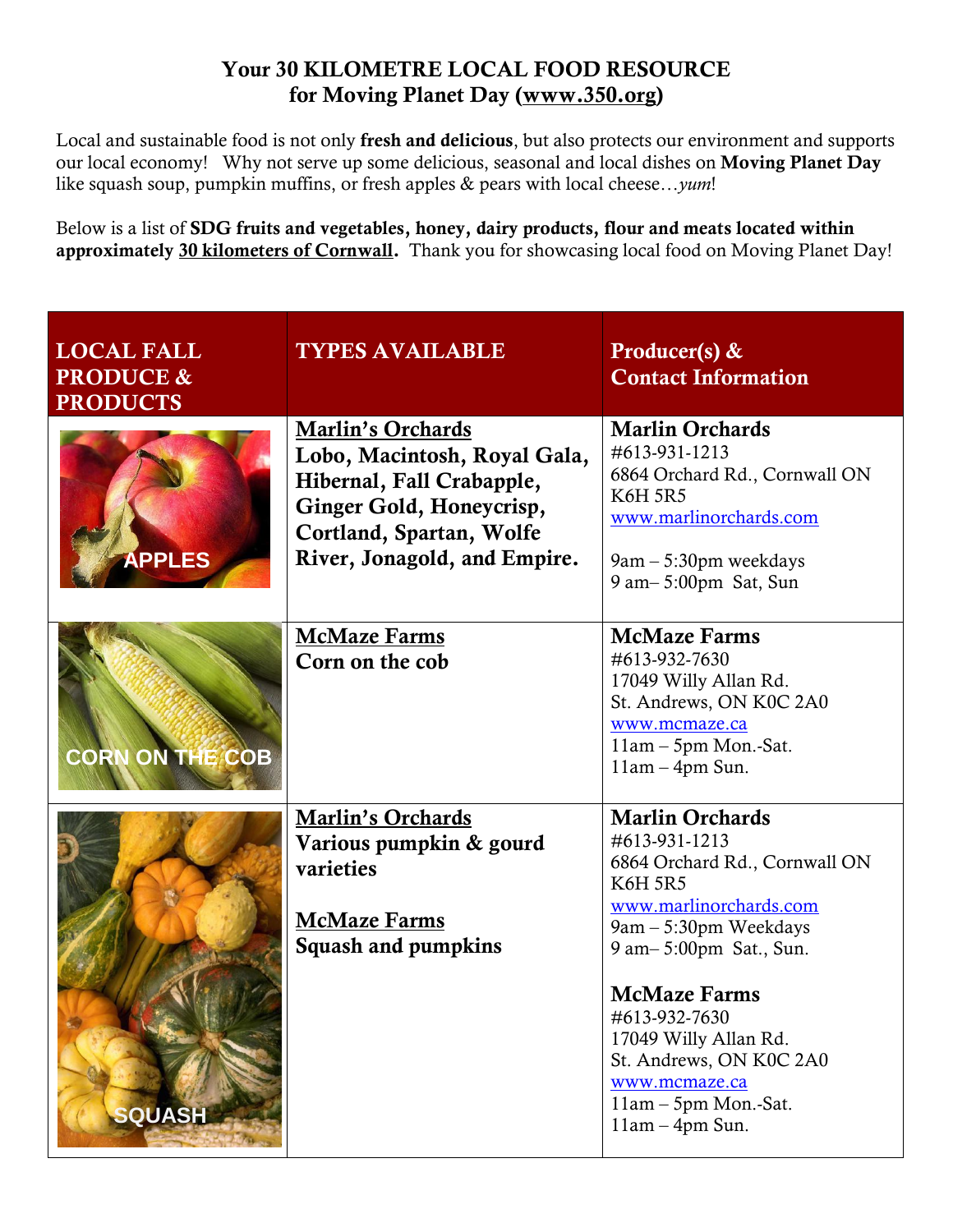# Your 30 KILOMETRE LOCAL FOOD RESOURCE for Moving Planet Day (www.350.org)

Local and sustainable food is not only **fresh and delicious**, but also protects our environment and supports our local economy! Why not serve up some delicious, seasonal and local dishes on **Moving Planet Day** like squash soup, pumpkin muffins, or fresh apples & pears with local cheese…*yum*!

Below is a list of **SDG fruits and vegetables, honey, dairy products, flour and meats located within approximately 30 kilometers of Cornwall.** Thank you for showcasing local food on Moving Planet Day!

| LOCAL FALL PRODUCE & PRODUCTS | TYPES AVAILABLE | Producer(s) & Contact Information |
|---|---|---|
| APPLES | **Marlin's Orchards**<br>**Lobo, Macintosh, Royal Gala, Hibernal, Fall Crabapple, Ginger Gold, Honeycrisp, Cortland, Spartan, Wolfe River, Jonagold, and Empire.** | **Marlin Orchards**<br>#613-931-1213<br>6864 Orchard Rd., Cornwall ON K6H 5R5<br>www.marlinorchards.com<br><br>9am – 5:30pm weekdays<br>9 am– 5:00pm Sat, Sun |
| CORN ON THE COB | **McMaze Farms**<br>**Corn on the cob** | **McMaze Farms**<br>#613-932-7630<br>17049 Willy Allan Rd.<br>St. Andrews, ON K0C 2A0<br>www.mcmaze.ca<br>11am – 5pm Mon.-Sat.<br>11am – 4pm Sun. |
| SQUASH | **Marlin's Orchards**<br>**Various pumpkin & gourd varieties**<br><br>**McMaze Farms**<br>**Squash and pumpkins** | **Marlin Orchards**<br>#613-931-1213<br>6864 Orchard Rd., Cornwall ON K6H 5R5<br>www.marlinorchards.com<br>9am – 5:30pm Weekdays<br>9 am– 5:00pm Sat., Sun.<br><br>**McMaze Farms**<br>#613-932-7630<br>17049 Willy Allan Rd.<br>St. Andrews, ON K0C 2A0<br>www.mcmaze.ca<br>11am – 5pm Mon.-Sat.<br>11am – 4pm Sun. |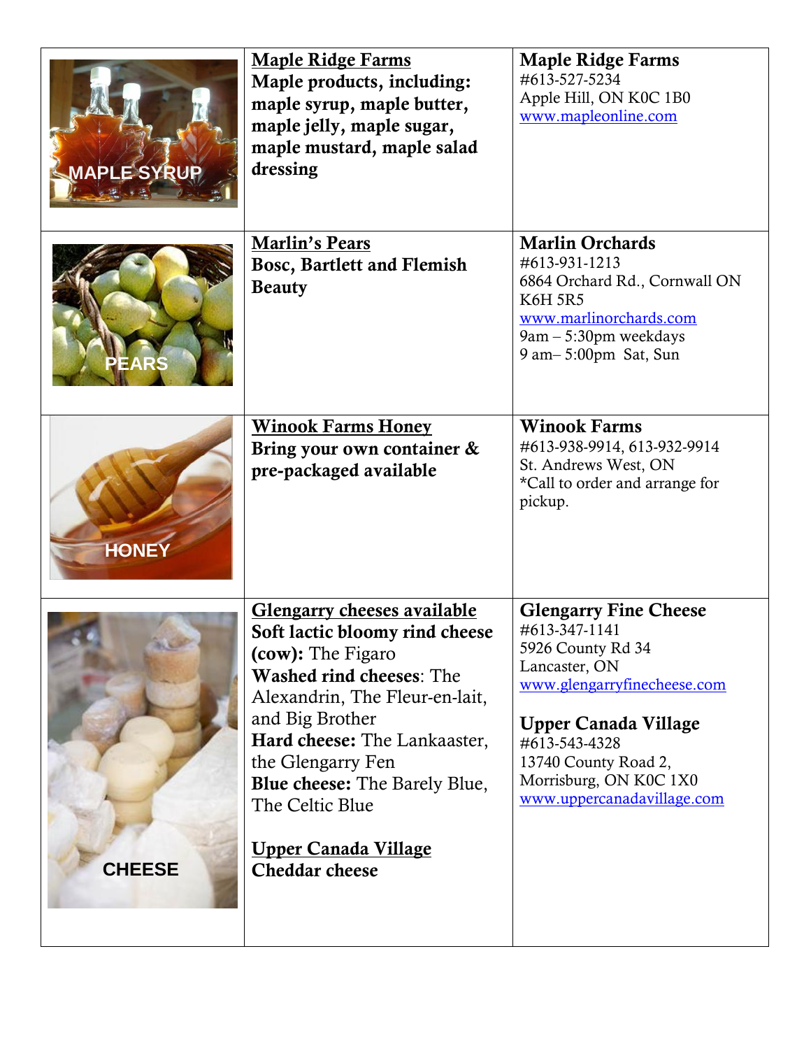| | | |
|---|---|---|
| MAPLE SYRUP | **Maple Ridge Farms**<br>**Maple products, including: maple syrup, maple butter, maple jelly, maple sugar, maple mustard, maple salad dressing** | **Maple Ridge Farms**<br>#613-527-5234<br>Apple Hill, ON K0C 1B0<br>www.mapleonline.com |
| PEARS | **Marlin's Pears**<br>**Bosc, Bartlett and Flemish Beauty** | **Marlin Orchards**<br>#613-931-1213<br>6864 Orchard Rd., Cornwall ON K6H 5R5<br>www.marlinorchards.com<br>9am – 5:30pm weekdays<br>9 am– 5:00pm Sat, Sun |
| HONEY | **Winook Farms Honey**<br>**Bring your own container & pre-packaged available** | **Winook Farms**<br>#613-938-9914, 613-932-9914<br>St. Andrews West, ON<br>*Call to order and arrange for pickup. |
| CHEESE | **Glengarry cheeses available**<br>**Soft lactic bloomy rind cheese (cow):** The Figaro<br>**Washed rind cheeses**: The Alexandrin, The Fleur-en-lait, and Big Brother<br>**Hard cheese:** The Lankaaster, the Glengarry Fen<br>**Blue cheese:** The Barely Blue, The Celtic Blue<br><br>**Upper Canada Village**<br>**Cheddar cheese** | **Glengarry Fine Cheese**<br>#613-347-1141<br>5926 County Rd 34<br>Lancaster, ON<br>www.glengarryfinecheese.com<br><br>**Upper Canada Village**<br>#613-543-4328<br>13740 County Road 2,<br>Morrisburg, ON K0C 1X0<br>www.uppercanadavillage.com |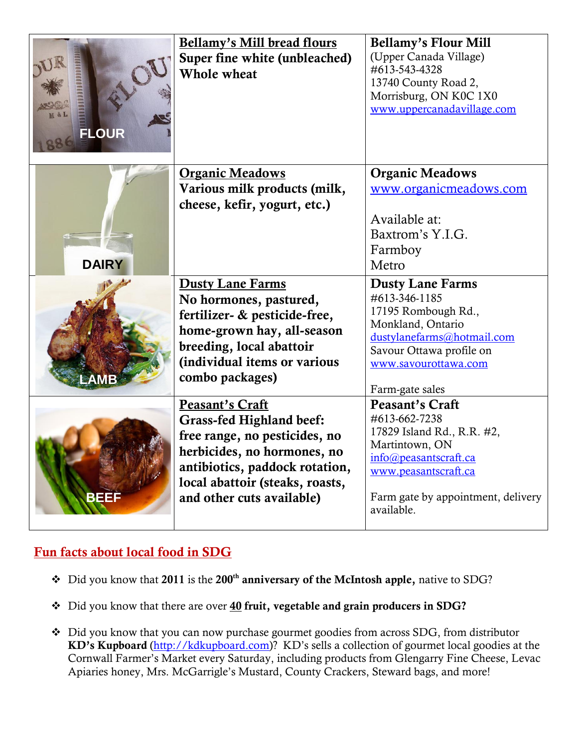| | | |
|---|---|---|
| FLOUR | **Bellamy's Mill bread flours**<br>**Super fine white (unbleached)**<br>**Whole wheat** | **Bellamy's Flour Mill**<br>(Upper Canada Village)<br>#613-543-4328<br>13740 County Road 2,<br>Morrisburg, ON K0C 1X0<br>www.uppercanadavillage.com |
| DAIRY | **Organic Meadows**<br>**Various milk products (milk, cheese, kefir, yogurt, etc.)** | **Organic Meadows**<br>www.organicmeadows.com<br><br>Available at:<br>Baxtrom's Y.I.G.<br>Farmboy<br>Metro |
| LAMB | **Dusty Lane Farms**<br>**No hormones, pastured, fertilizer- & pesticide-free, home-grown hay, all-season breeding, local abattoir (individual items or various combo packages)** | **Dusty Lane Farms**<br>#613-346-1185<br>17195 Rombough Rd.,<br>Monkland, Ontario<br>dustylanefarms@hotmail.com<br>Savour Ottawa profile on<br>www.savourottawa.com<br><br>Farm-gate sales |
| BEEF | **Peasant's Craft**<br>**Grass-fed Highland beef: free range, no pesticides, no herbicides, no hormones, no antibiotics, paddock rotation, local abattoir (steaks, roasts, and other cuts available)** | **Peasant's Craft**<br>#613-662-7238<br>17829 Island Rd., R.R. #2,<br>Martintown, ON<br>info@peasantscraft.ca<br>www.peasantscraft.ca<br><br>Farm gate by appointment, delivery available. |

## Fun facts about local food in SDG

- Did you know that **2011** is the **200th anniversary of the McIntosh apple,** native to SDG?
- Did you know that there are over **40 fruit, vegetable and grain producers in SDG?**
- Did you know that you can now purchase gourmet goodies from across SDG, from distributor **KD's Kupboard** (http://kdkupboard.com)? KD's sells a collection of gourmet local goodies at the Cornwall Farmer's Market every Saturday, including products from Glengarry Fine Cheese, Levac Apiaries honey, Mrs. McGarrigle's Mustard, County Crackers, Steward bags, and more!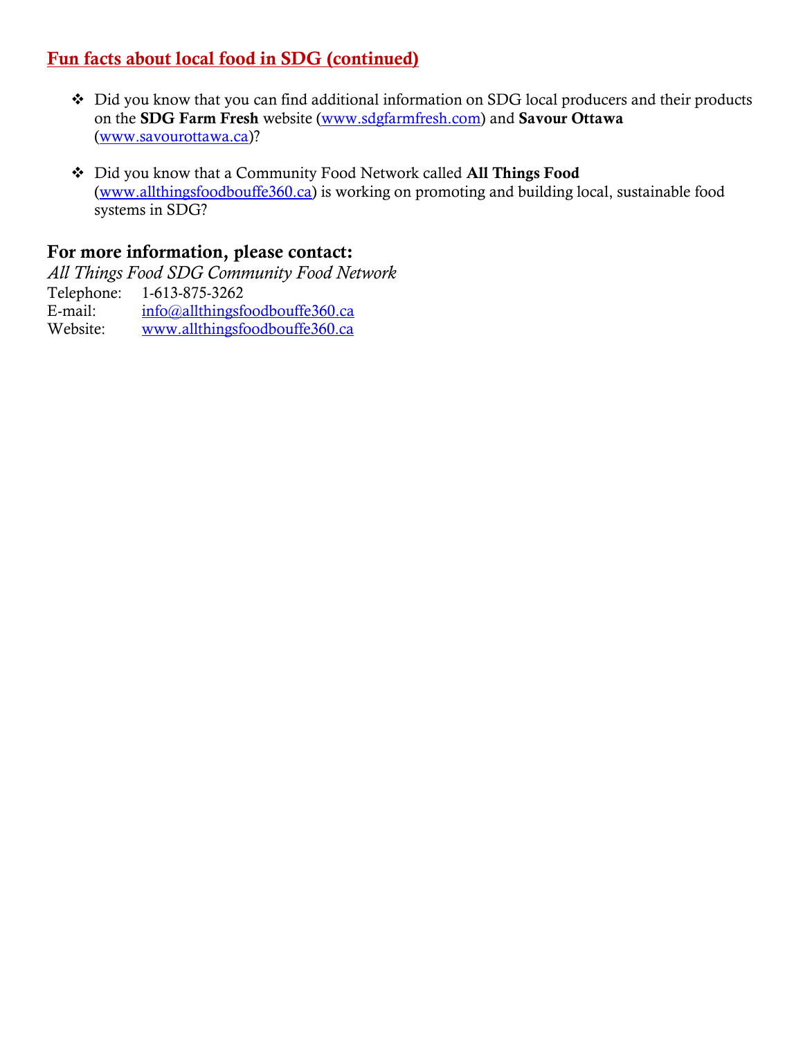## Fun facts about local food in SDG (continued)

- Did you know that you can find additional information on SDG local producers and their products on the **SDG Farm Fresh** website (www.sdgfarmfresh.com) and **Savour Ottawa** (www.savourottawa.ca)?

- Did you know that a Community Food Network called **All Things Food** (www.allthingsfoodbouffe360.ca) is working on promoting and building local, sustainable food systems in SDG?

### For more information, please contact:

*All Things Food SDG Community Food Network*
Telephone: 1-613-875-3262
E-mail: info@allthingsfoodbouffe360.ca
Website: www.allthingsfoodbouffe360.ca